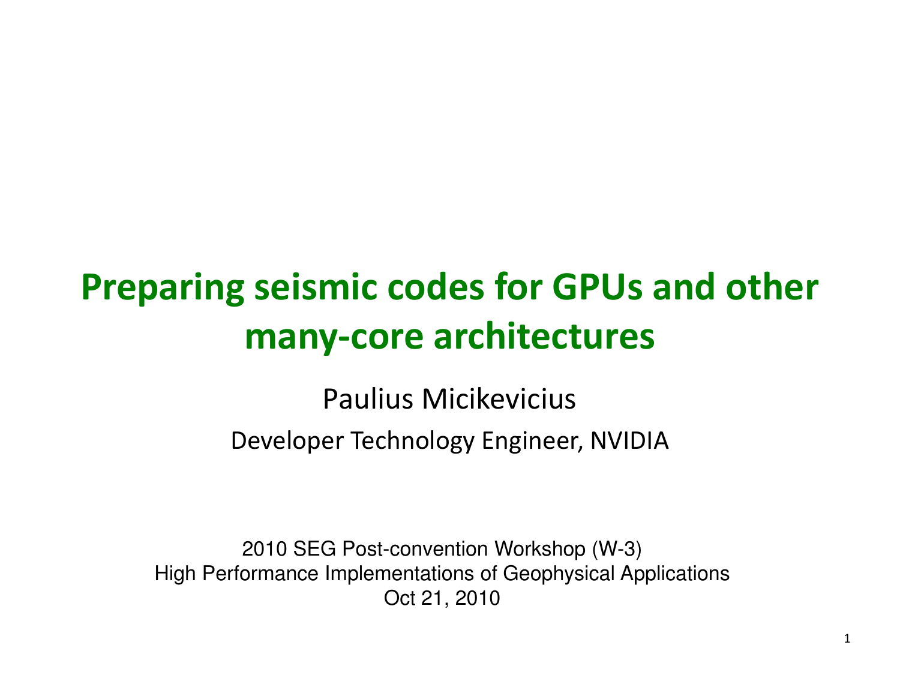# Preparing seismic codes for GPUs and other many-core architectures

Paulius Micikevicius

Developer Technology Engineer, NVIDIA

2010 SEG Post-convention Workshop (W-3)
High Performance Implementations of Geophysical Applications
Oct 21, 2010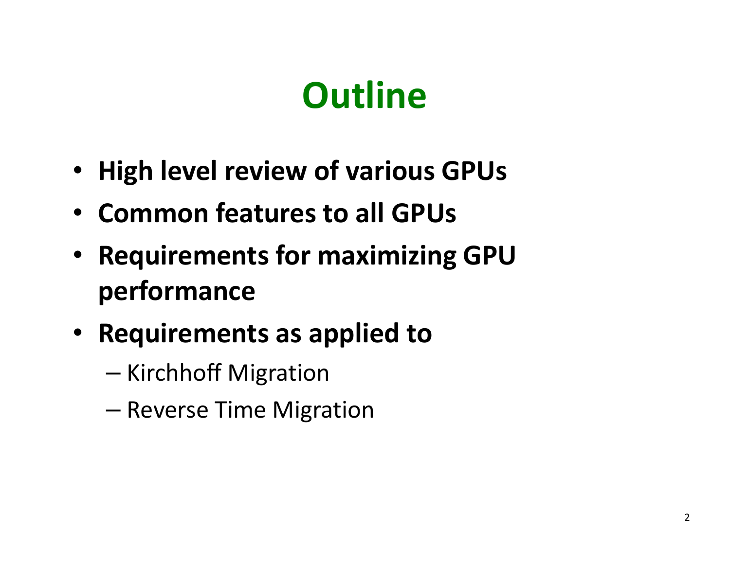# Outline

- **High level review of various GPUs**
- **Common features to all GPUs**
- **Requirements for maximizing GPU performance**
- **Requirements as applied to**
  - Kirchhoff Migration
  - Reverse Time Migration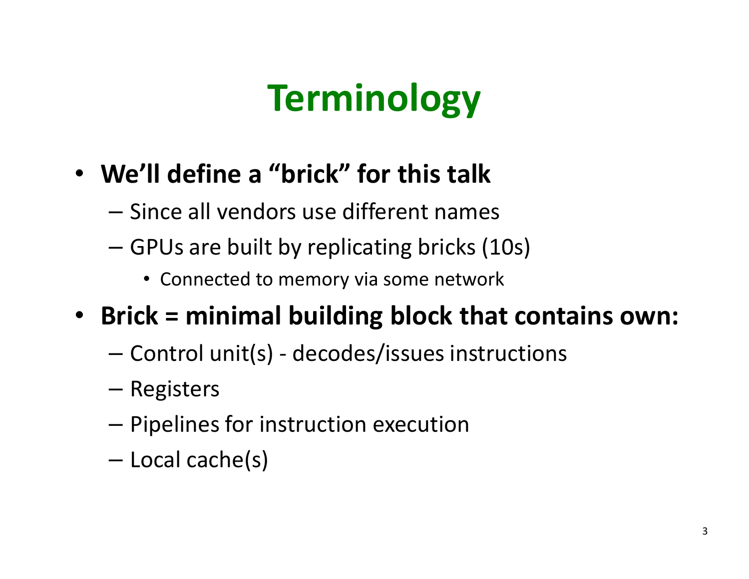# Terminology

- **We'll define a "brick" for this talk**
  - Since all vendors use different names
  - GPUs are built by replicating bricks (10s)
    - Connected to memory via some network
- **Brick = minimal building block that contains own:**
  - Control unit(s) - decodes/issues instructions
  - Registers
  - Pipelines for instruction execution
  - Local cache(s)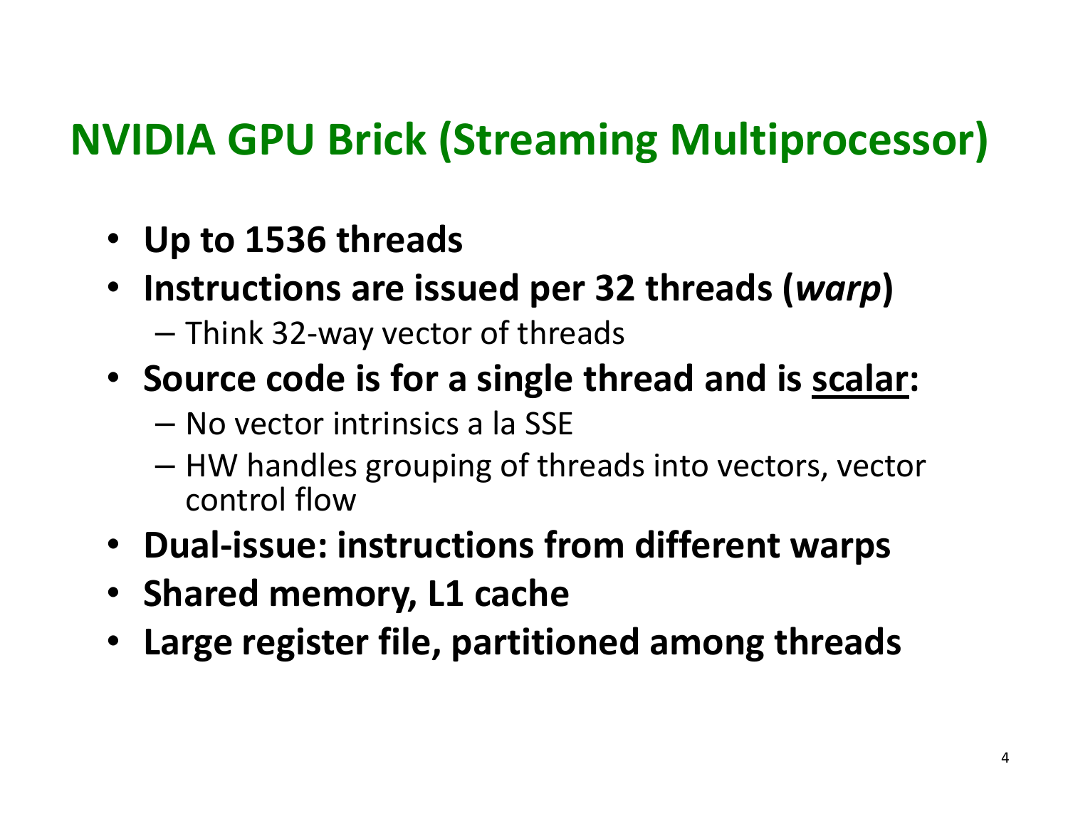# NVIDIA GPU Brick (Streaming Multiprocessor)

- **Up to 1536 threads**
- **Instructions are issued per 32 threads (*warp*)**
  - Think 32-way vector of threads
- **Source code is for a single thread and is <u>scalar</u>:**
  - No vector intrinsics a la SSE
  - HW handles grouping of threads into vectors, vector control flow
- **Dual-issue: instructions from different warps**
- **Shared memory, L1 cache**
- **Large register file, partitioned among threads**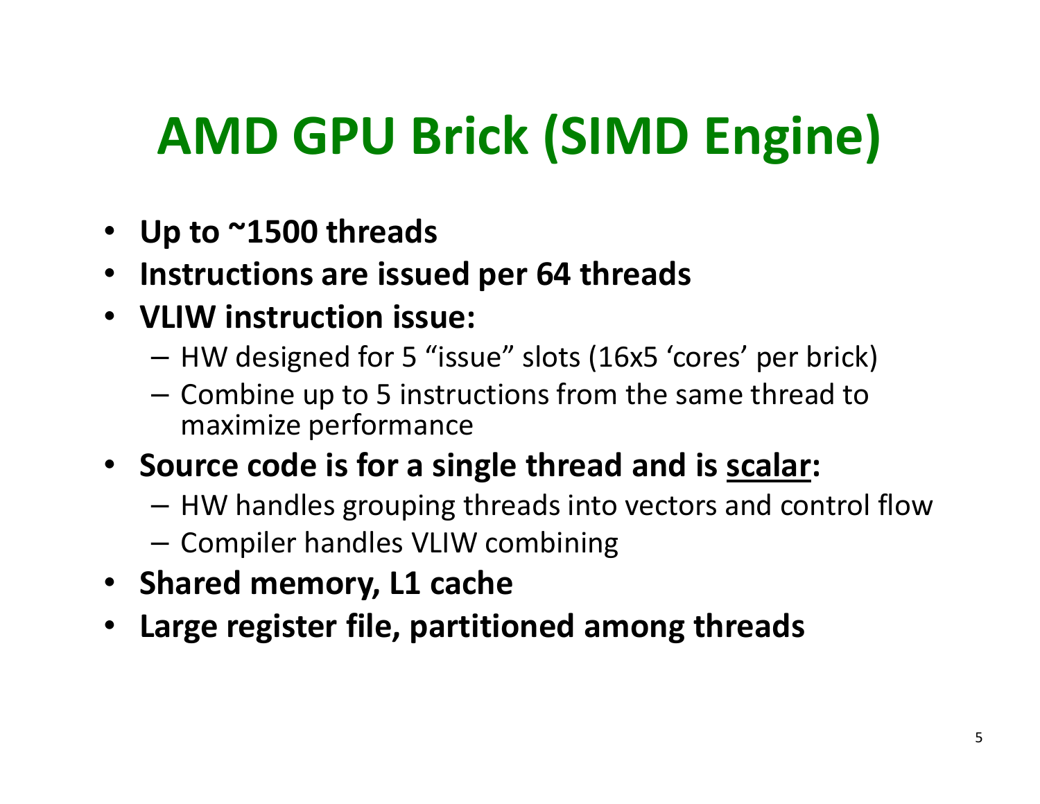# AMD GPU Brick (SIMD Engine)

- **Up to ~1500 threads**
- **Instructions are issued per 64 threads**
- **VLIW instruction issue:**
  - HW designed for 5 “issue” slots (16x5 ‘cores’ per brick)
  - Combine up to 5 instructions from the same thread to maximize performance
- **Source code is for a single thread and is <u>scalar</u>:**
  - HW handles grouping threads into vectors and control flow
  - Compiler handles VLIW combining
- **Shared memory, L1 cache**
- **Large register file, partitioned among threads**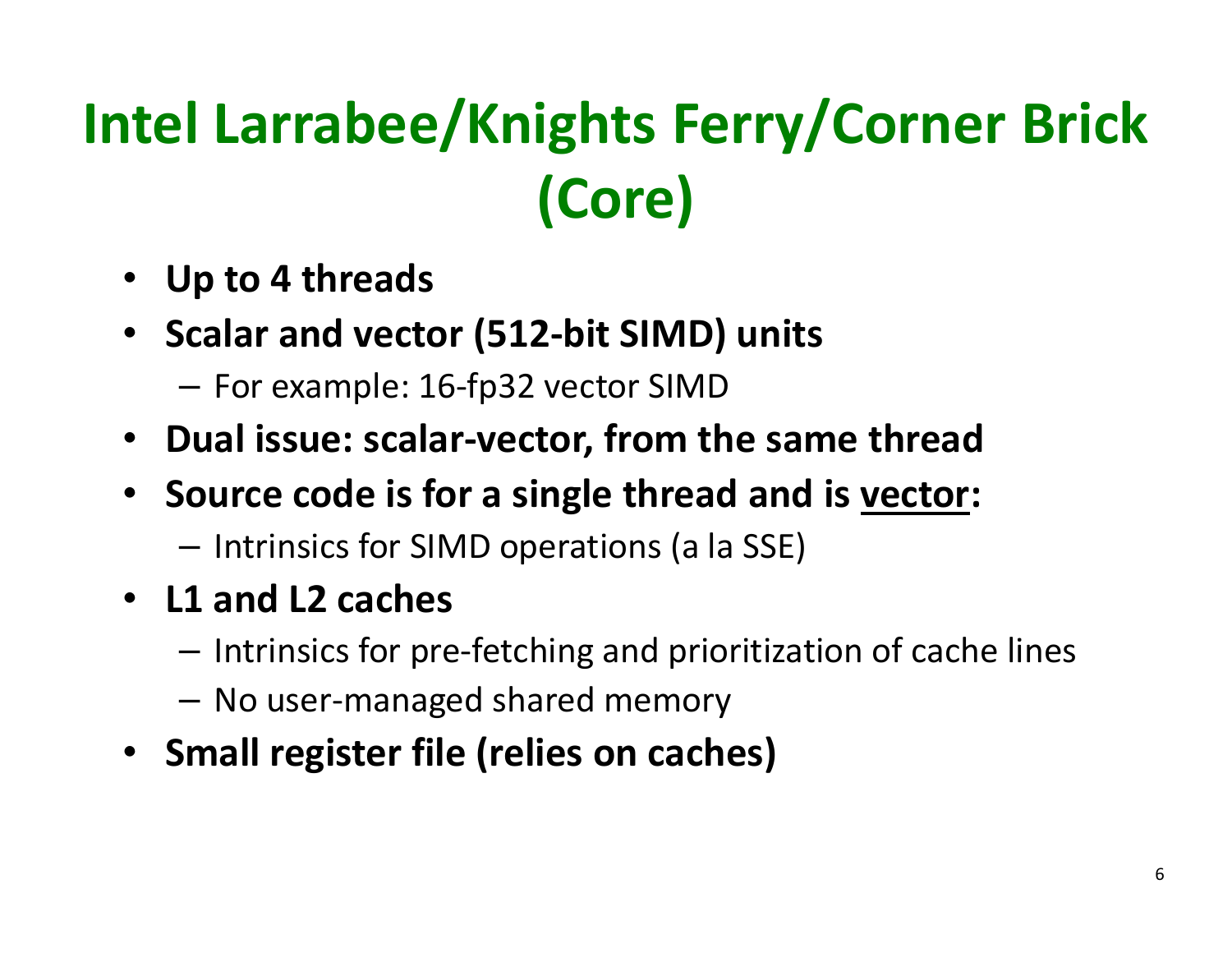# Intel Larrabee/Knights Ferry/Corner Brick (Core)

- **Up to 4 threads**
- **Scalar and vector (512-bit SIMD) units**
  - For example: 16-fp32 vector SIMD
- **Dual issue: scalar-vector, from the same thread**
- **Source code is for a single thread and is <u>vector</u>:**
  - Intrinsics for SIMD operations (a la SSE)
- **L1 and L2 caches**
  - Intrinsics for pre-fetching and prioritization of cache lines
  - No user-managed shared memory
- **Small register file (relies on caches)**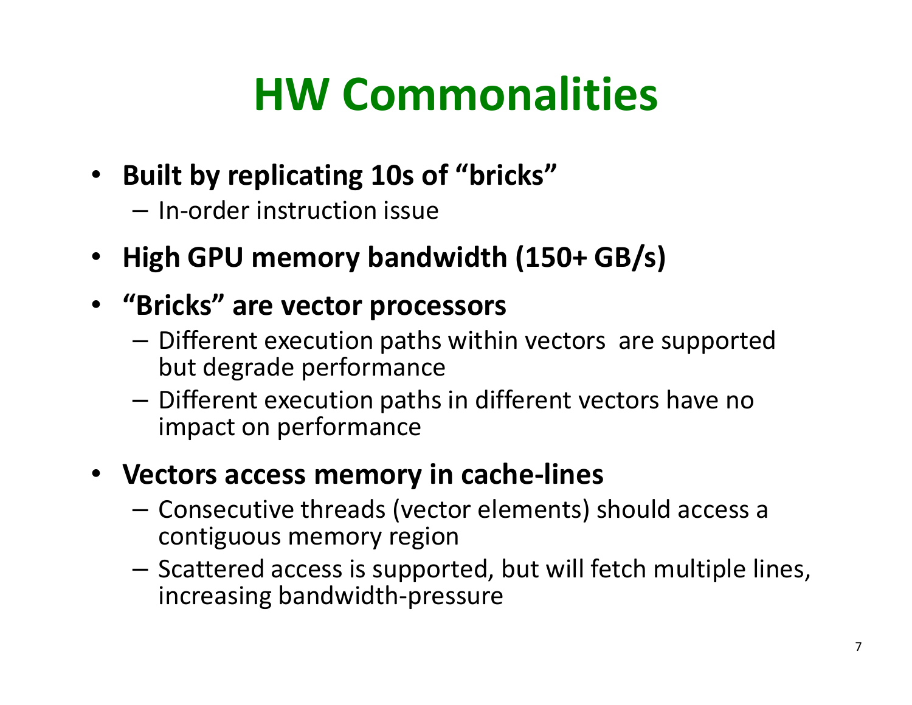# HW Commonalities

- **Built by replicating 10s of "bricks"**
  - In-order instruction issue
- **High GPU memory bandwidth (150+ GB/s)**
- **"Bricks" are vector processors**
  - Different execution paths within vectors are supported but degrade performance
  - Different execution paths in different vectors have no impact on performance
- **Vectors access memory in cache-lines**
  - Consecutive threads (vector elements) should access a contiguous memory region
  - Scattered access is supported, but will fetch multiple lines, increasing bandwidth-pressure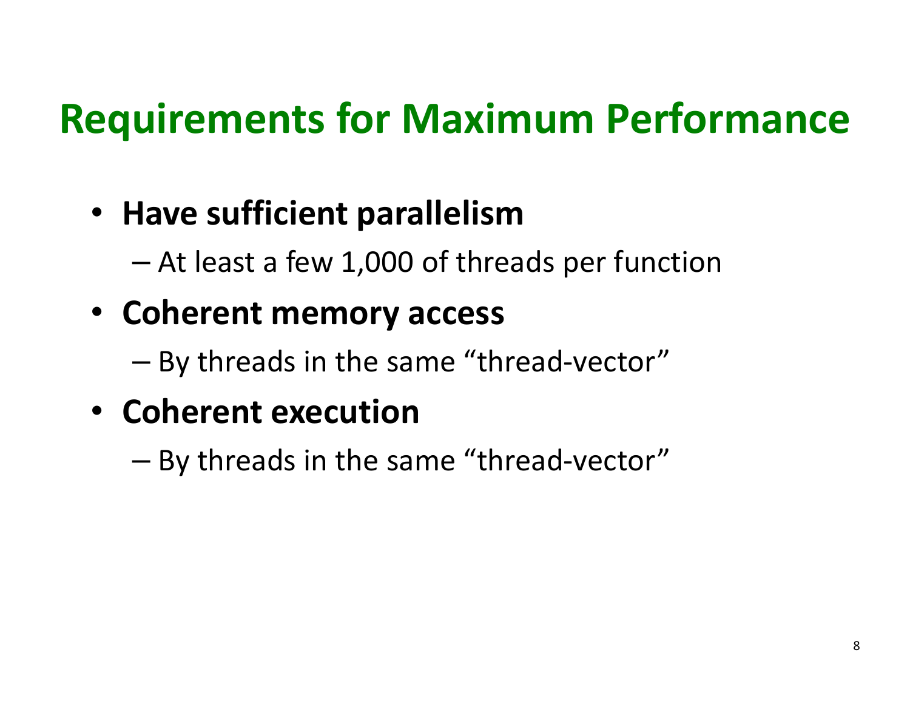# Requirements for Maximum Performance

- **Have sufficient parallelism**
  - At least a few 1,000 of threads per function
- **Coherent memory access**
  - By threads in the same "thread-vector"
- **Coherent execution**
  - By threads in the same "thread-vector"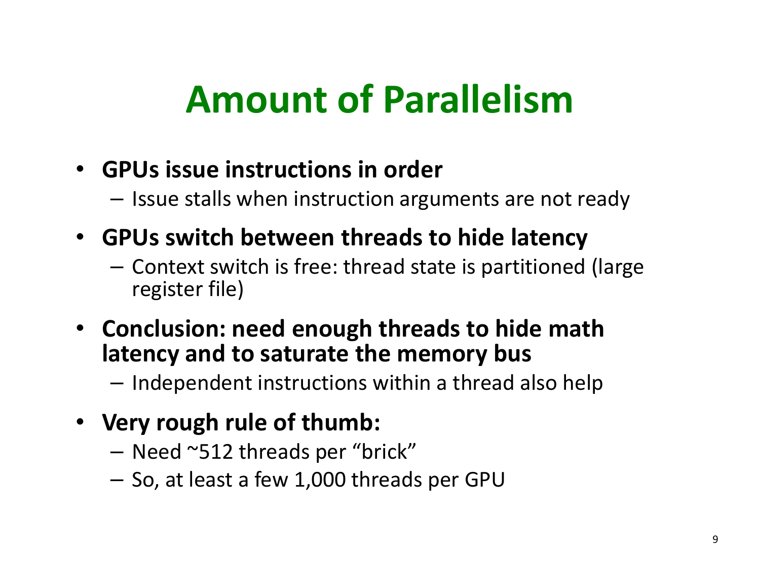# Amount of Parallelism

- **GPUs issue instructions in order**
  - Issue stalls when instruction arguments are not ready
- **GPUs switch between threads to hide latency**
  - Context switch is free: thread state is partitioned (large register file)
- **Conclusion: need enough threads to hide math latency and to saturate the memory bus**
  - Independent instructions within a thread also help
- **Very rough rule of thumb:**
  - Need ~512 threads per “brick”
  - So, at least a few 1,000 threads per GPU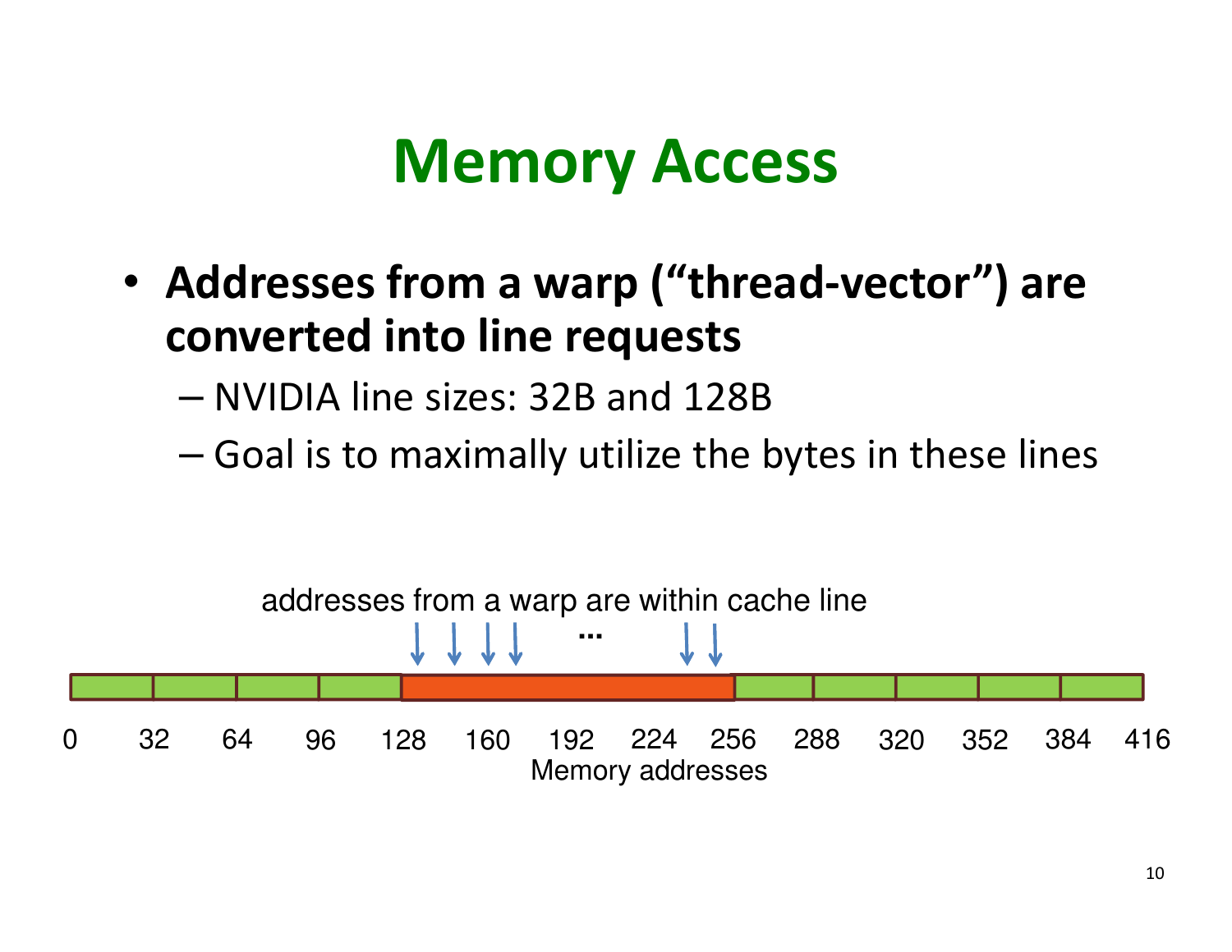# Memory Access

- **Addresses from a warp ("thread-vector") are converted into line requests**
  - NVIDIA line sizes: 32B and 128B
  - Goal is to maximally utilize the bytes in these lines

addresses from a warp are within cache line

0 32 64 96 128 160 192 224 256 288 320 352 384 416

Memory addresses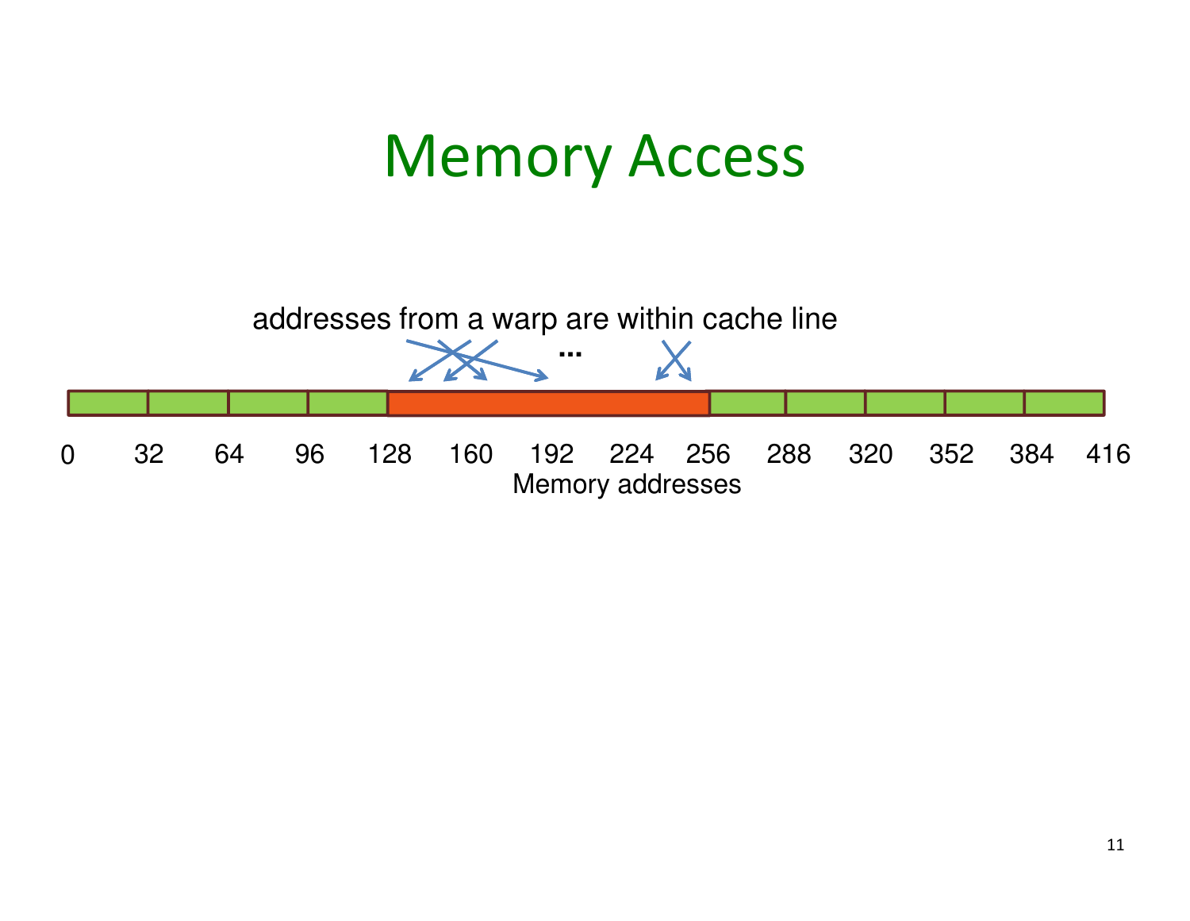# Memory Access

addresses from a warp are within cache line

...

0 32 64 96 128 160 192 224 256 288 320 352 384 416

Memory addresses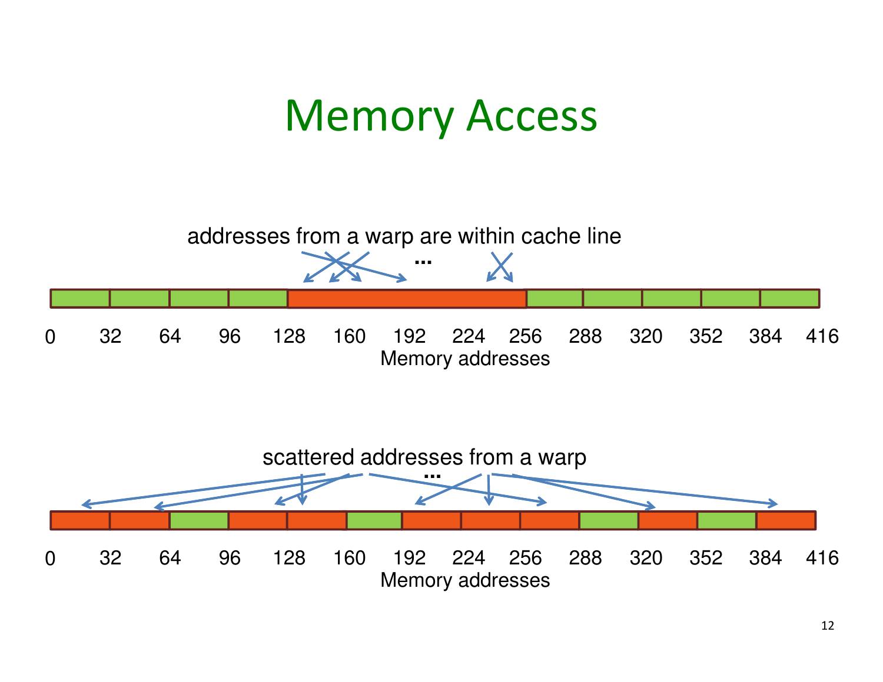# Memory Access

addresses from a warp are within cache line

...

0 32 64 96 128 160 192 224 256 288 320 352 384 416

Memory addresses

scattered addresses from a warp

...

0 32 64 96 128 160 192 224 256 288 320 352 384 416

Memory addresses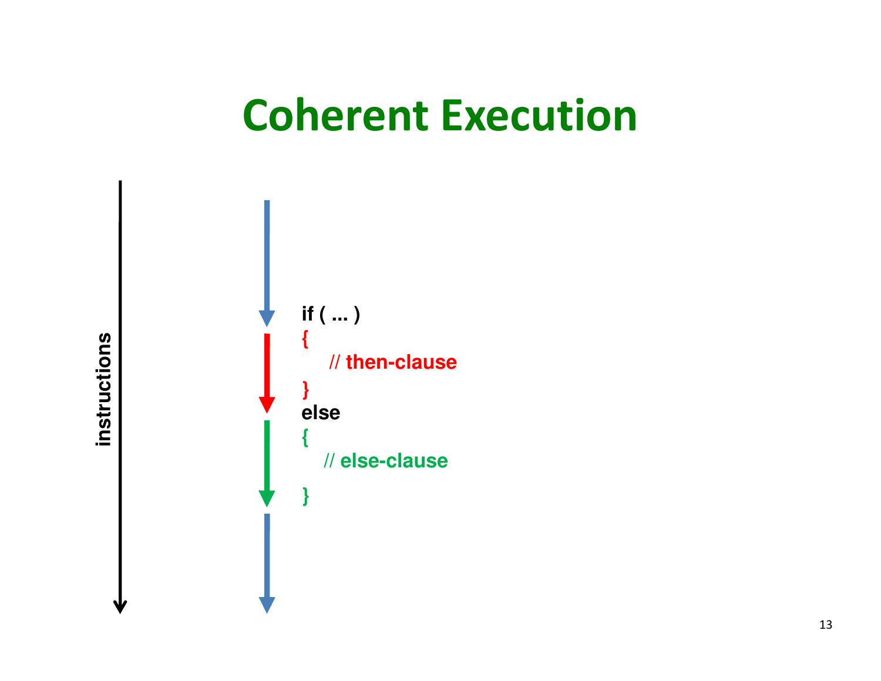# Coherent Execution

instructions

```
if ( ... )
{
    // then-clause
}
else
{
    // else-clause
}
```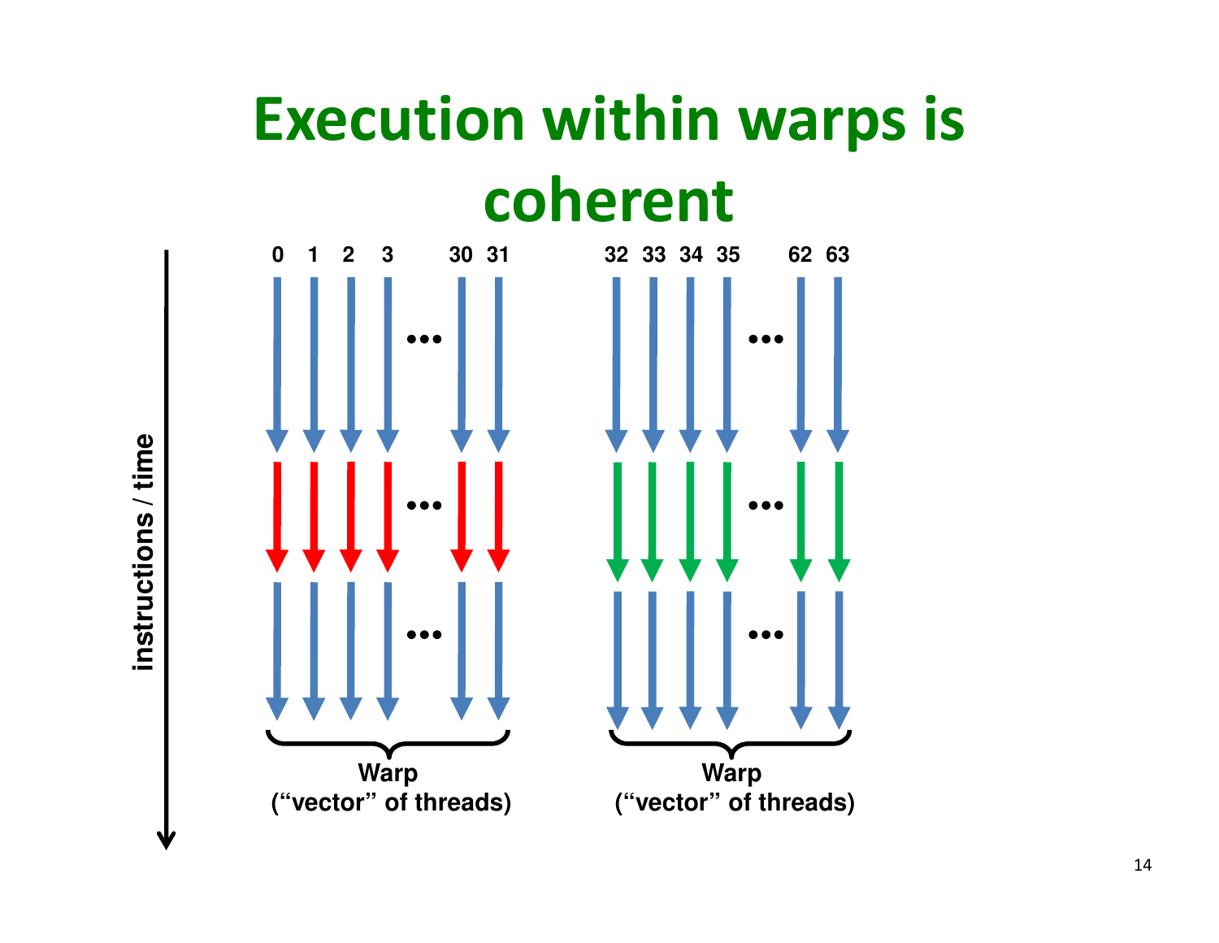# Execution within warps is coherent

instructions / time

0 1 2 3 ... 30 31

32 33 34 35 ... 62 63

**Warp**
**("vector" of threads)**

**Warp**
**("vector" of threads)**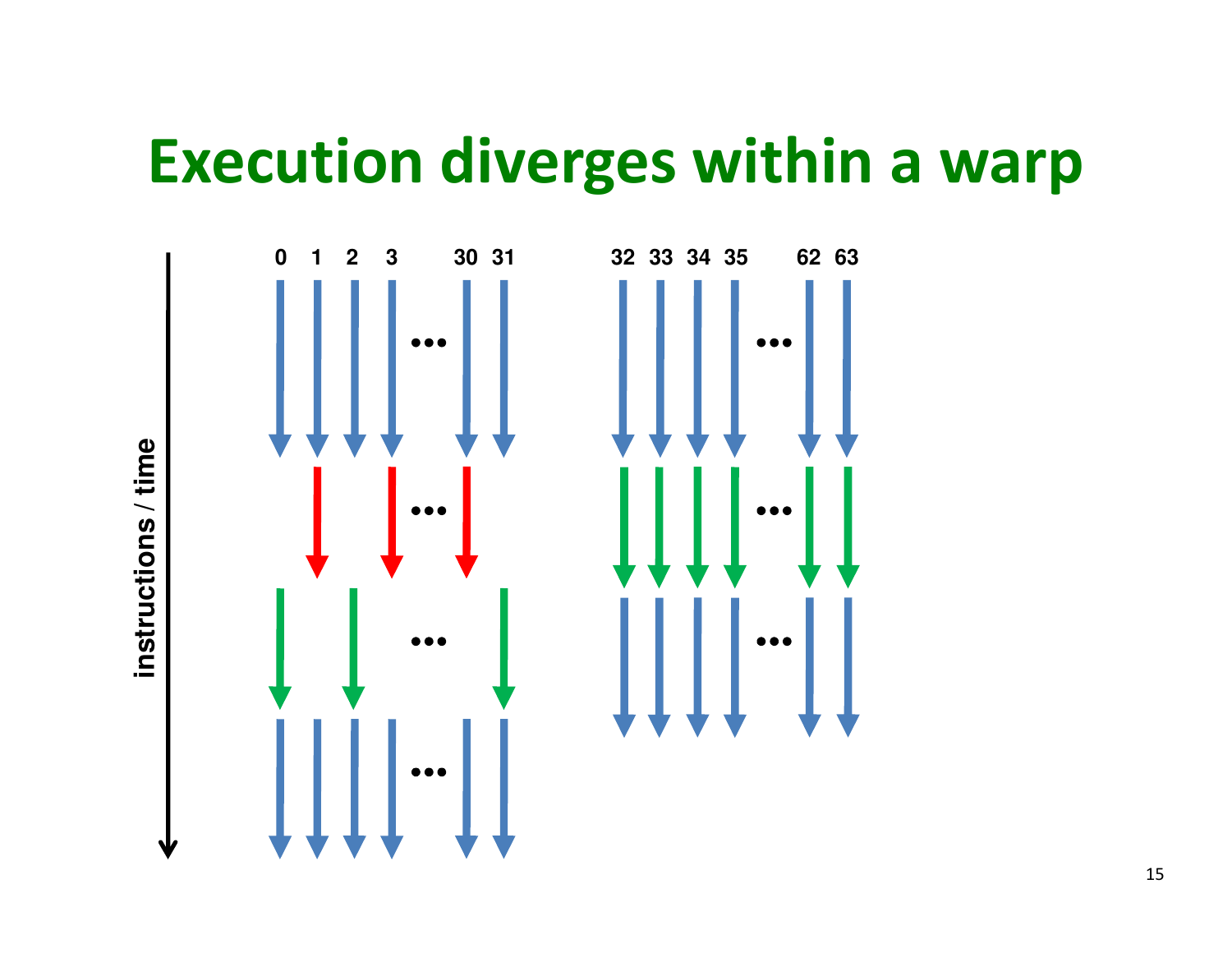# Execution diverges within a warp

instructions / time

0 1 2 3 … 30 31

32 33 34 35 … 62 63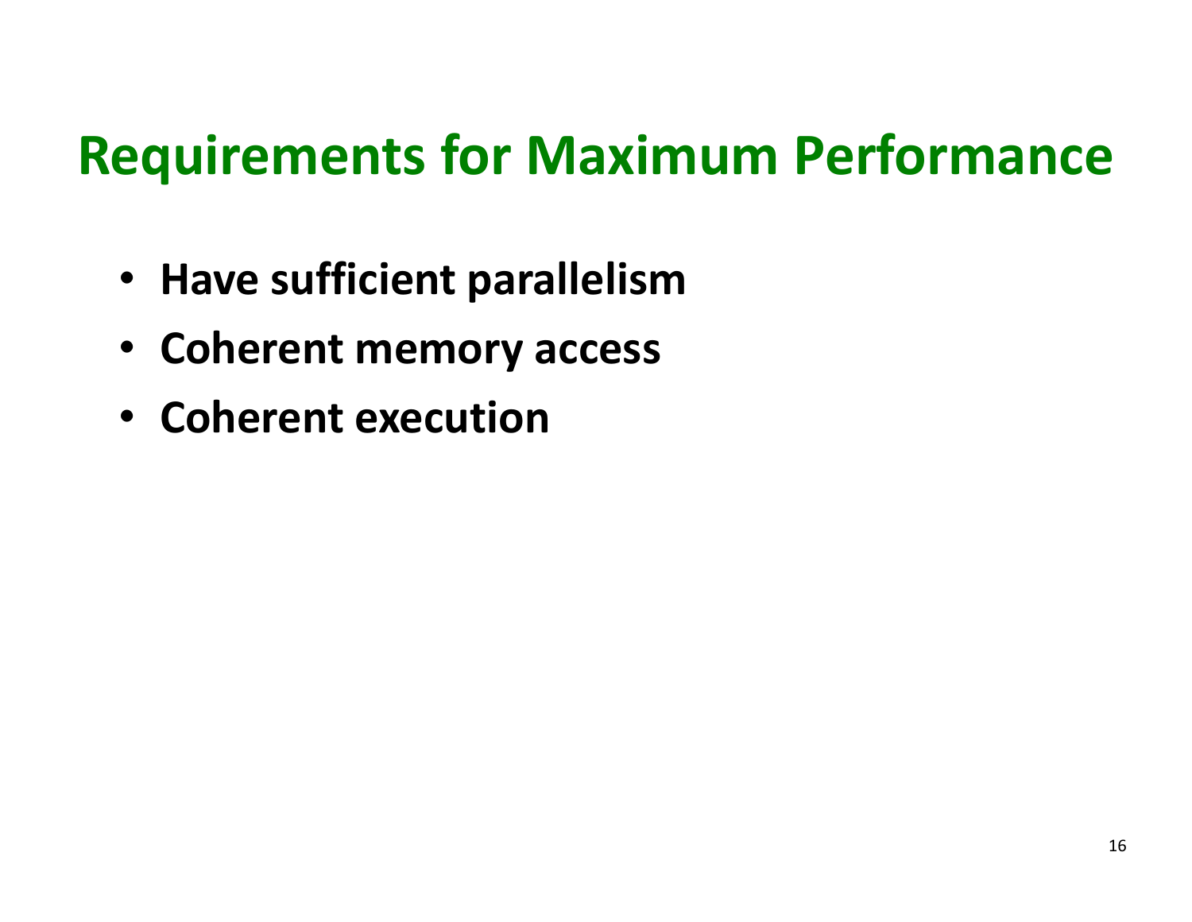# Requirements for Maximum Performance

- **Have sufficient parallelism**
- **Coherent memory access**
- **Coherent execution**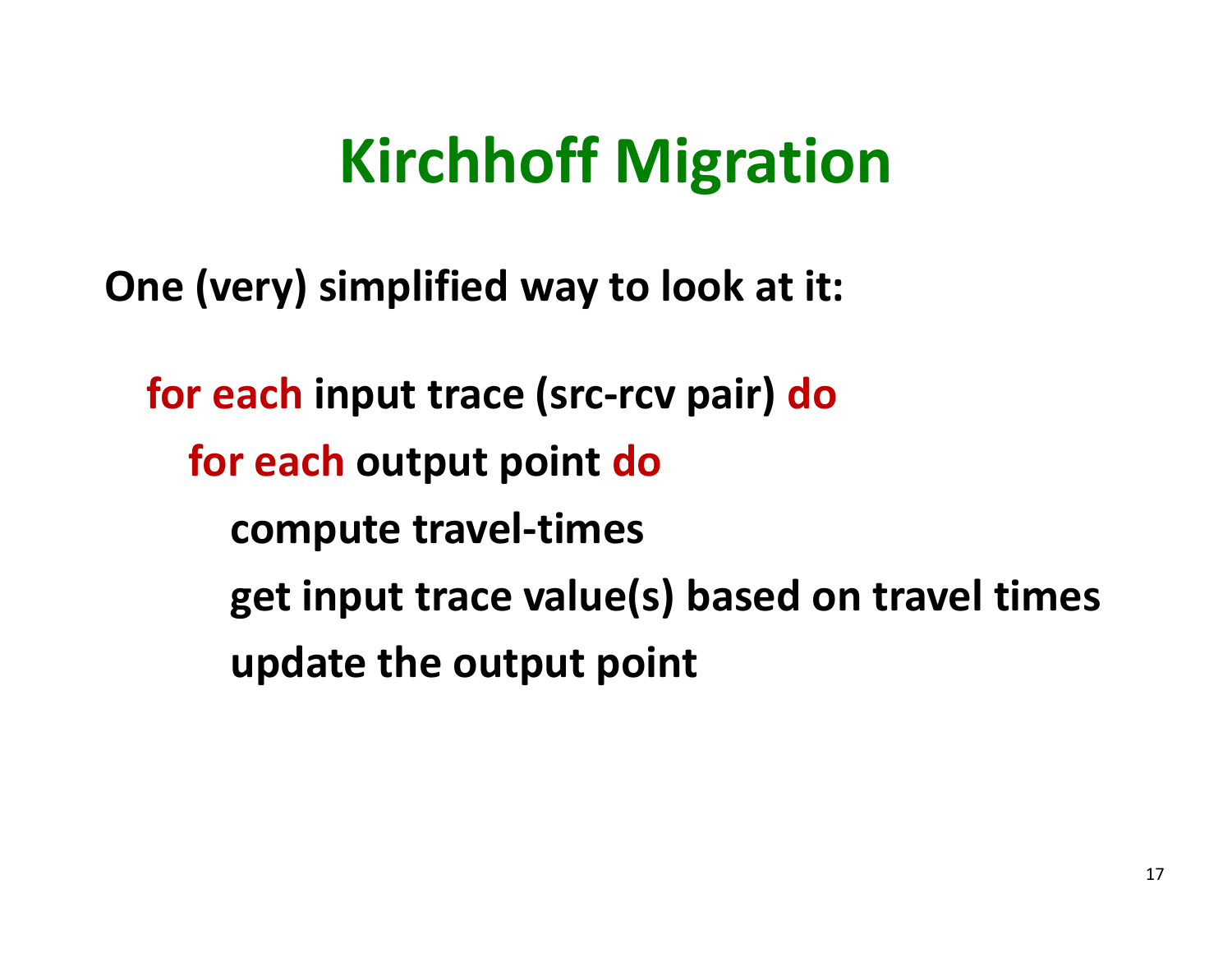# Kirchhoff Migration

**One (very) simplified way to look at it:**

```
for each input trace (src-rcv pair) do
    for each output point do
        compute travel-times
        get input trace value(s) based on travel times
        update the output point
```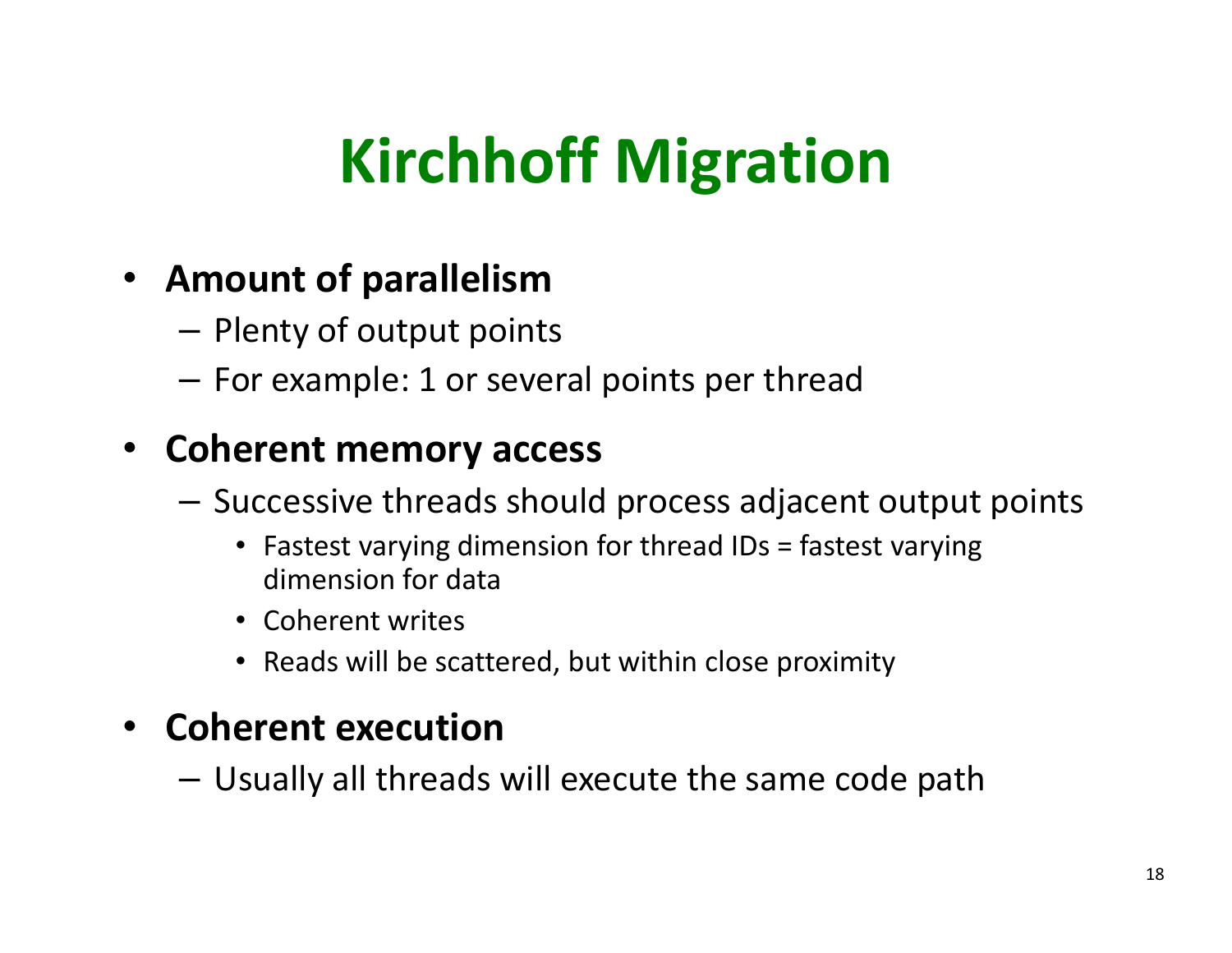# Kirchhoff Migration

- **Amount of parallelism**
  - Plenty of output points
  - For example: 1 or several points per thread
- **Coherent memory access**
  - Successive threads should process adjacent output points
    - Fastest varying dimension for thread IDs = fastest varying dimension for data
    - Coherent writes
    - Reads will be scattered, but within close proximity
- **Coherent execution**
  - Usually all threads will execute the same code path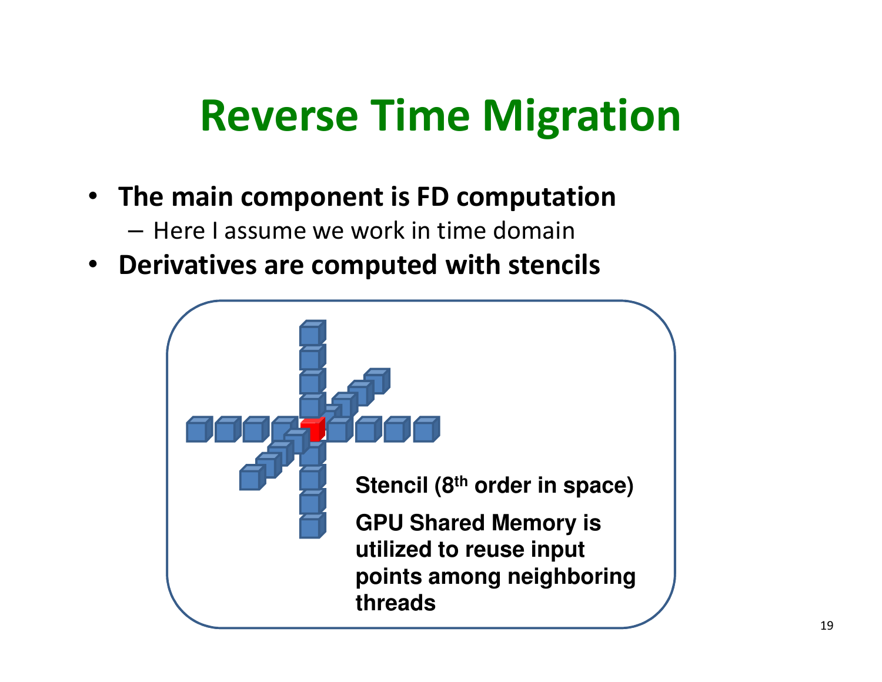# Reverse Time Migration

- **The main component is FD computation**
  - Here I assume we work in time domain
- **Derivatives are computed with stencils**

**Stencil (8th order in space)**

**GPU Shared Memory is utilized to reuse input points among neighboring threads**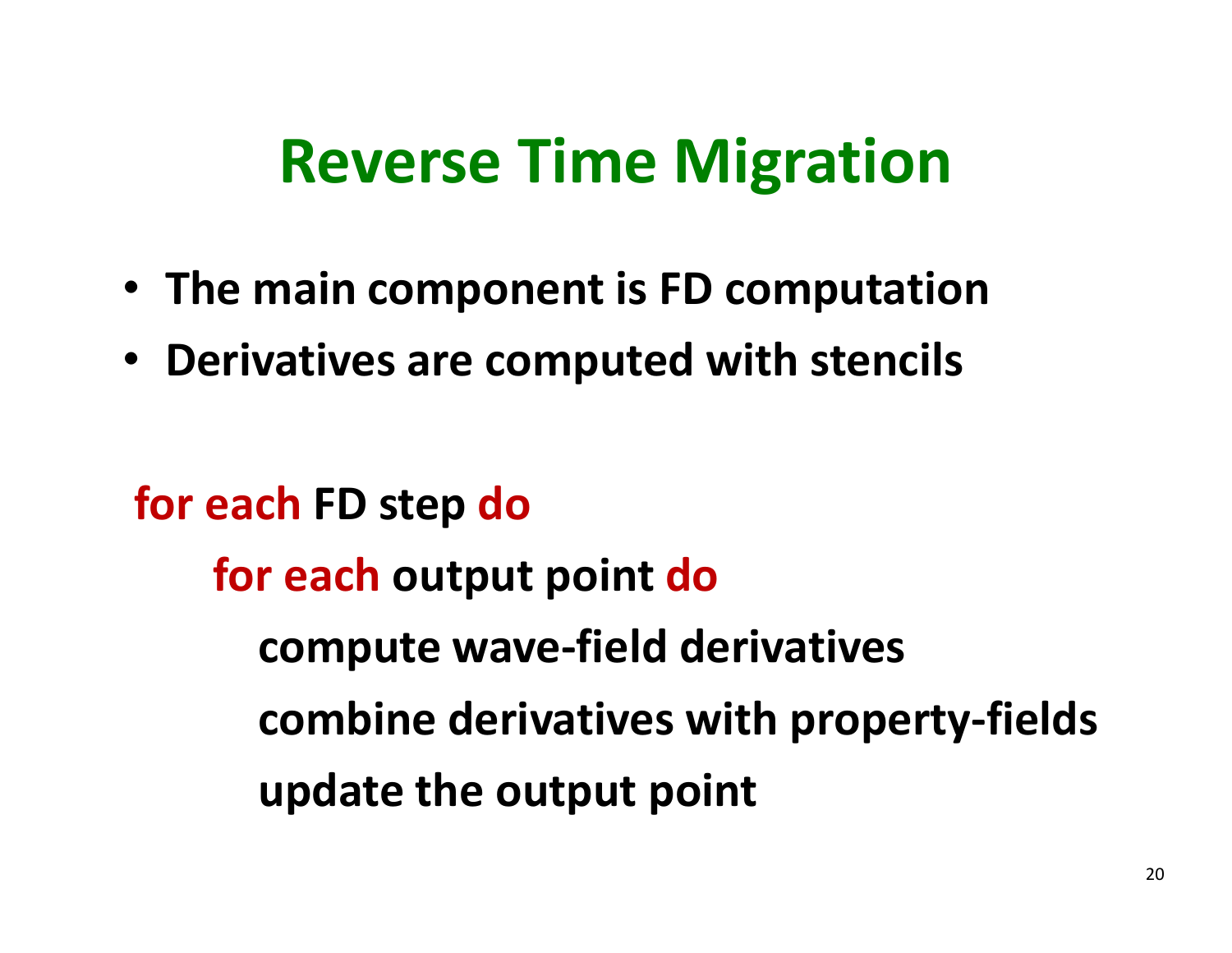# Reverse Time Migration

- The main component is FD computation
- Derivatives are computed with stencils

```
for each FD step do
    for each output point do
        compute wave-field derivatives
        combine derivatives with property-fields
        update the output point
```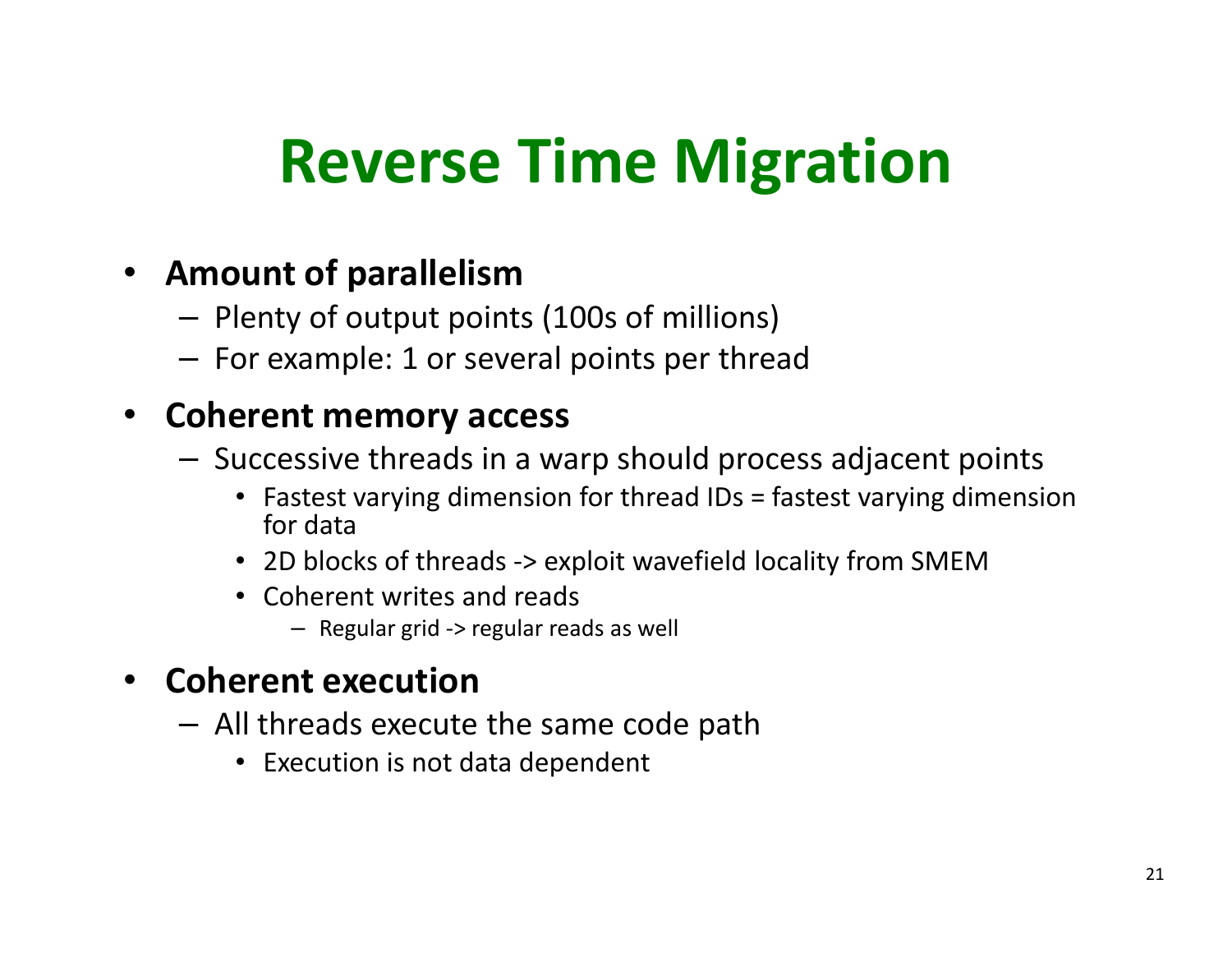# Reverse Time Migration

- **Amount of parallelism**
  - Plenty of output points (100s of millions)
  - For example: 1 or several points per thread
- **Coherent memory access**
  - Successive threads in a warp should process adjacent points
    - Fastest varying dimension for thread IDs = fastest varying dimension for data
    - 2D blocks of threads -> exploit wavefield locality from SMEM
    - Coherent writes and reads
      - Regular grid -> regular reads as well
- **Coherent execution**
  - All threads execute the same code path
    - Execution is not data dependent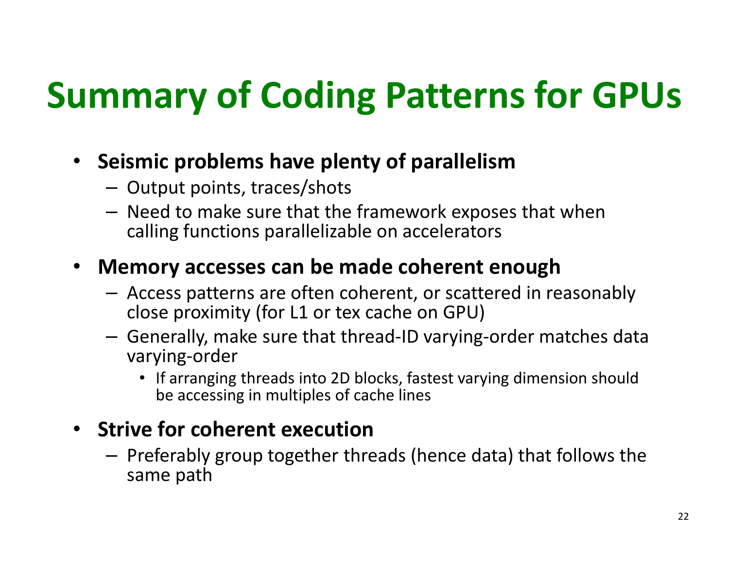# Summary of Coding Patterns for GPUs

- **Seismic problems have plenty of parallelism**
  - Output points, traces/shots
  - Need to make sure that the framework exposes that when calling functions parallelizable on accelerators
- **Memory accesses can be made coherent enough**
  - Access patterns are often coherent, or scattered in reasonably close proximity (for L1 or tex cache on GPU)
  - Generally, make sure that thread-ID varying-order matches data varying-order
    - If arranging threads into 2D blocks, fastest varying dimension should be accessing in multiples of cache lines
- **Strive for coherent execution**
  - Preferably group together threads (hence data) that follows the same path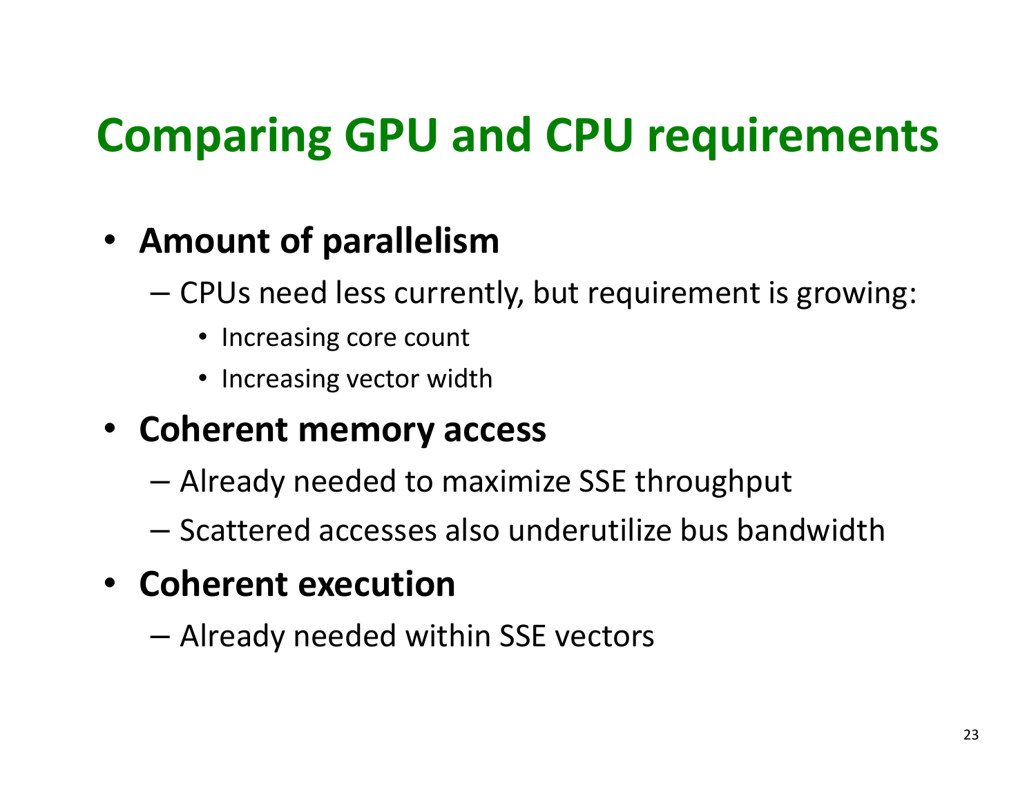# Comparing GPU and CPU requirements

- **Amount of parallelism**
  - CPUs need less currently, but requirement is growing:
    - Increasing core count
    - Increasing vector width
- **Coherent memory access**
  - Already needed to maximize SSE throughput
  - Scattered accesses also underutilize bus bandwidth
- **Coherent execution**
  - Already needed within SSE vectors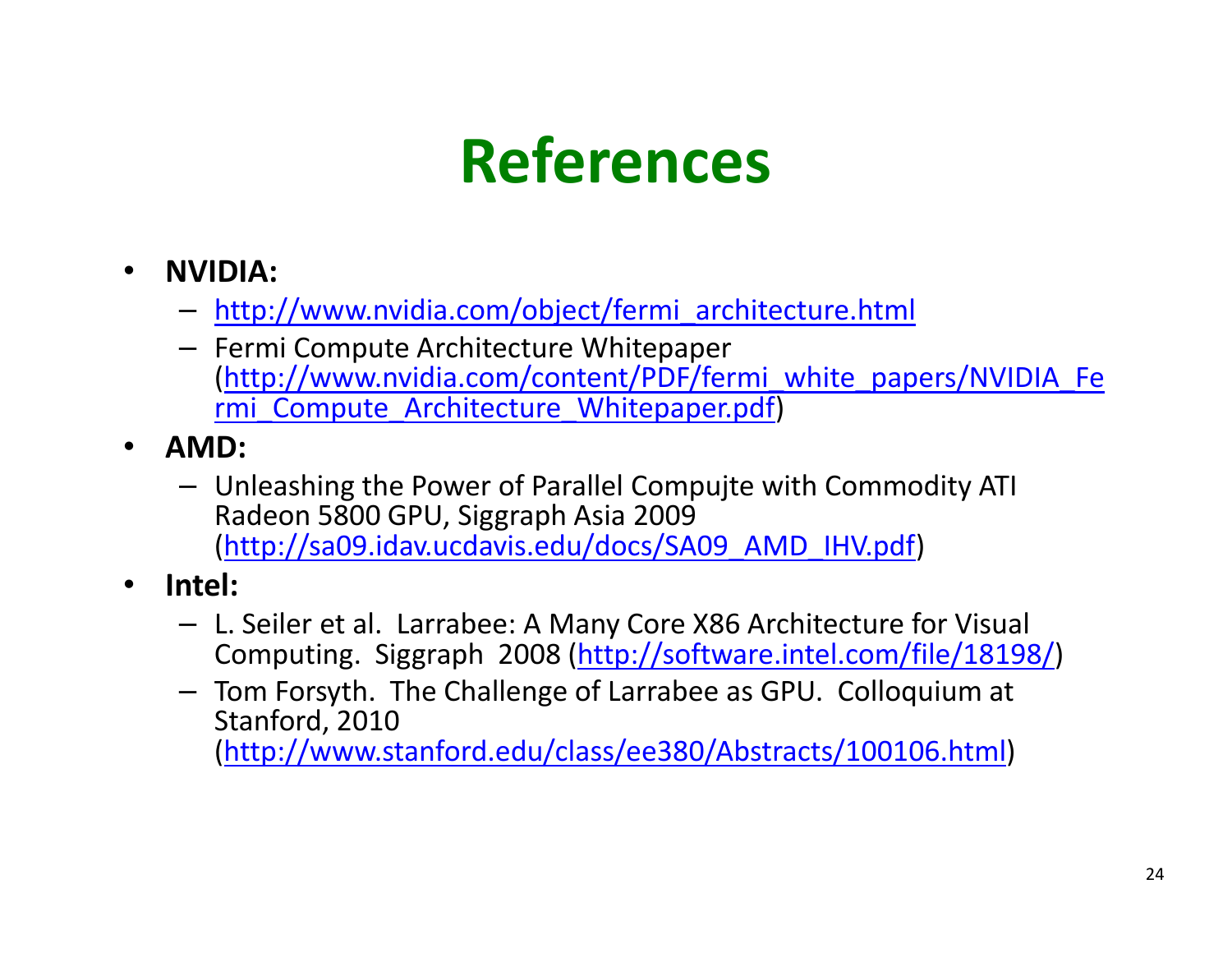# References

- **NVIDIA:**
  - http://www.nvidia.com/object/fermi_architecture.html
  - Fermi Compute Architecture Whitepaper (http://www.nvidia.com/content/PDF/fermi_white_papers/NVIDIA_Fermi_Compute_Architecture_Whitepaper.pdf)
- **AMD:**
  - Unleashing the Power of Parallel Compujte with Commodity ATI Radeon 5800 GPU, Siggraph Asia 2009 (http://sa09.idav.ucdavis.edu/docs/SA09_AMD_IHV.pdf)
- **Intel:**
  - L. Seiler et al. Larrabee: A Many Core X86 Architecture for Visual Computing. Siggraph 2008 (http://software.intel.com/file/18198/)
  - Tom Forsyth. The Challenge of Larrabee as GPU. Colloquium at Stanford, 2010 (http://www.stanford.edu/class/ee380/Abstracts/100106.html)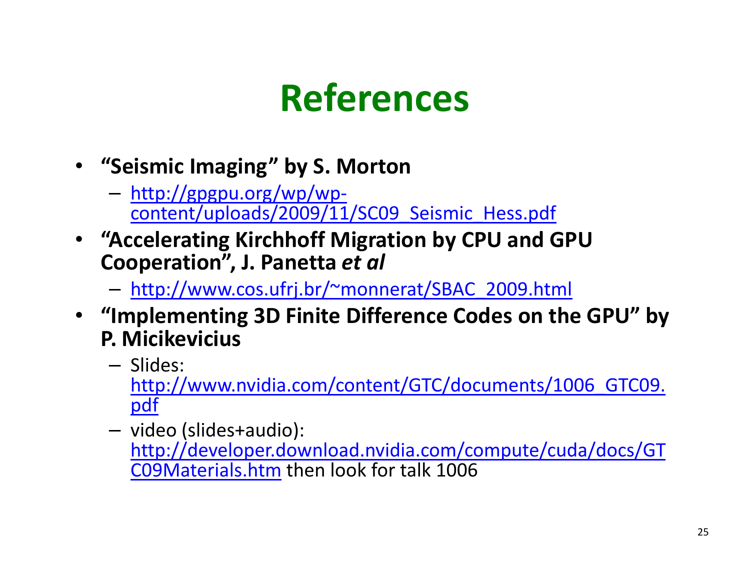# References

- **"Seismic Imaging" by S. Morton**
  - http://gpgpu.org/wp/wp-content/uploads/2009/11/SC09_Seismic_Hess.pdf
- **"Accelerating Kirchhoff Migration by CPU and GPU Cooperation", J. Panetta *et al***
  - http://www.cos.ufrj.br/~monnerat/SBAC_2009.html
- **"Implementing 3D Finite Difference Codes on the GPU" by P. Micikevicius**
  - Slides: http://www.nvidia.com/content/GTC/documents/1006_GTC09.pdf
  - video (slides+audio): http://developer.download.nvidia.com/compute/cuda/docs/GTC09Materials.htm then look for talk 1006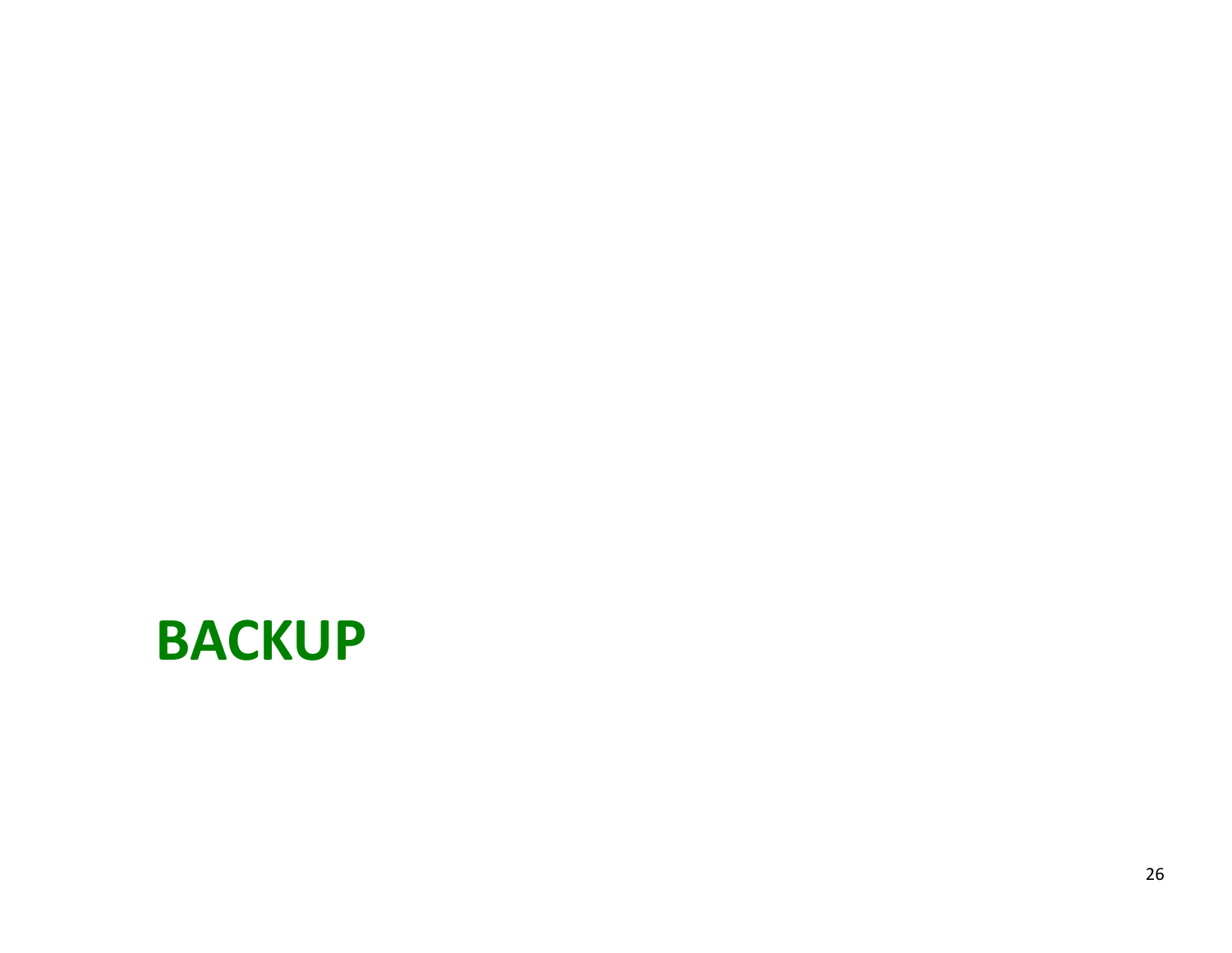# BACKUP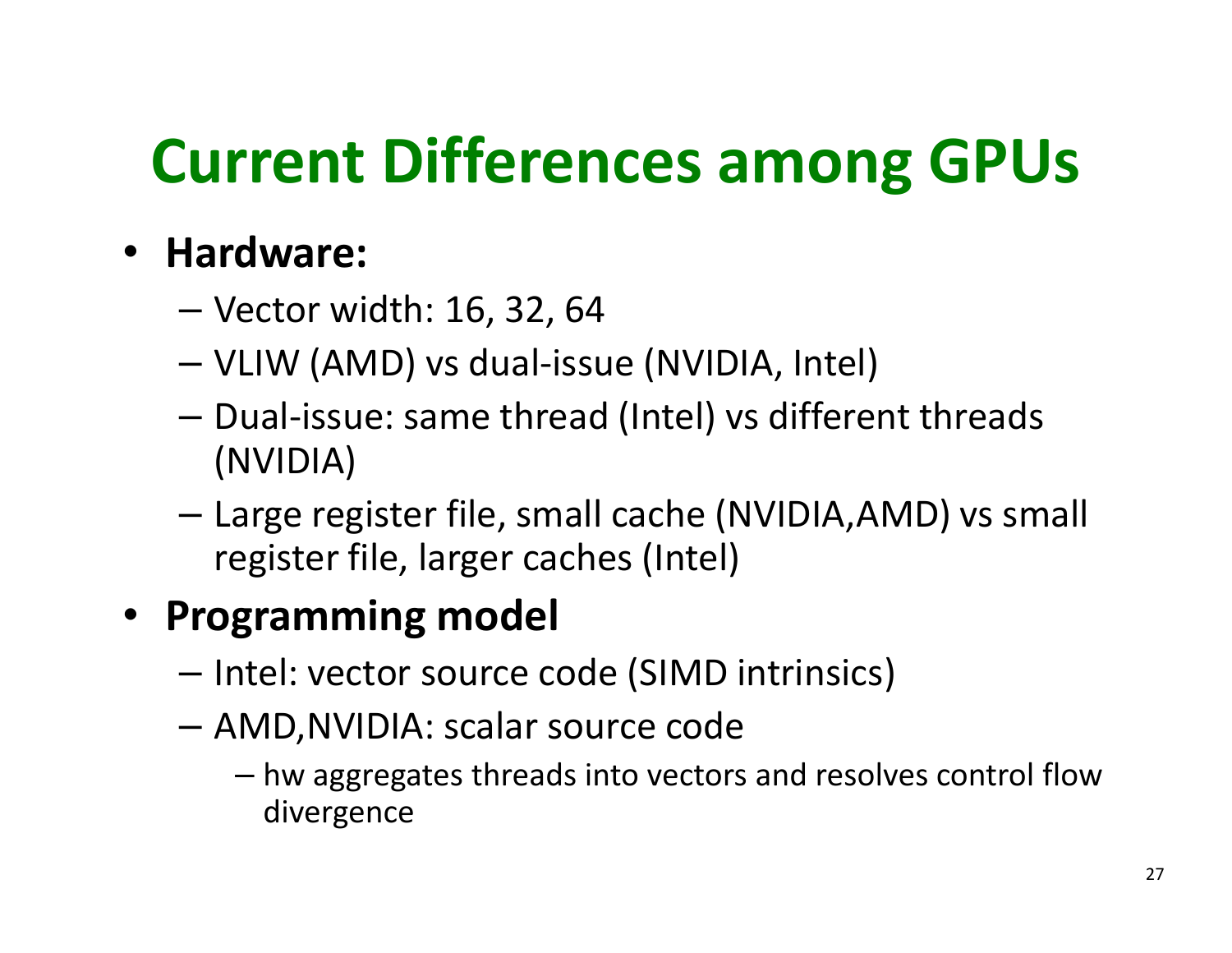# Current Differences among GPUs

- **Hardware:**
  - Vector width: 16, 32, 64
  - VLIW (AMD) vs dual-issue (NVIDIA, Intel)
  - Dual-issue: same thread (Intel) vs different threads (NVIDIA)
  - Large register file, small cache (NVIDIA,AMD) vs small register file, larger caches (Intel)
- **Programming model**
  - Intel: vector source code (SIMD intrinsics)
  - AMD,NVIDIA: scalar source code
    - hw aggregates threads into vectors and resolves control flow divergence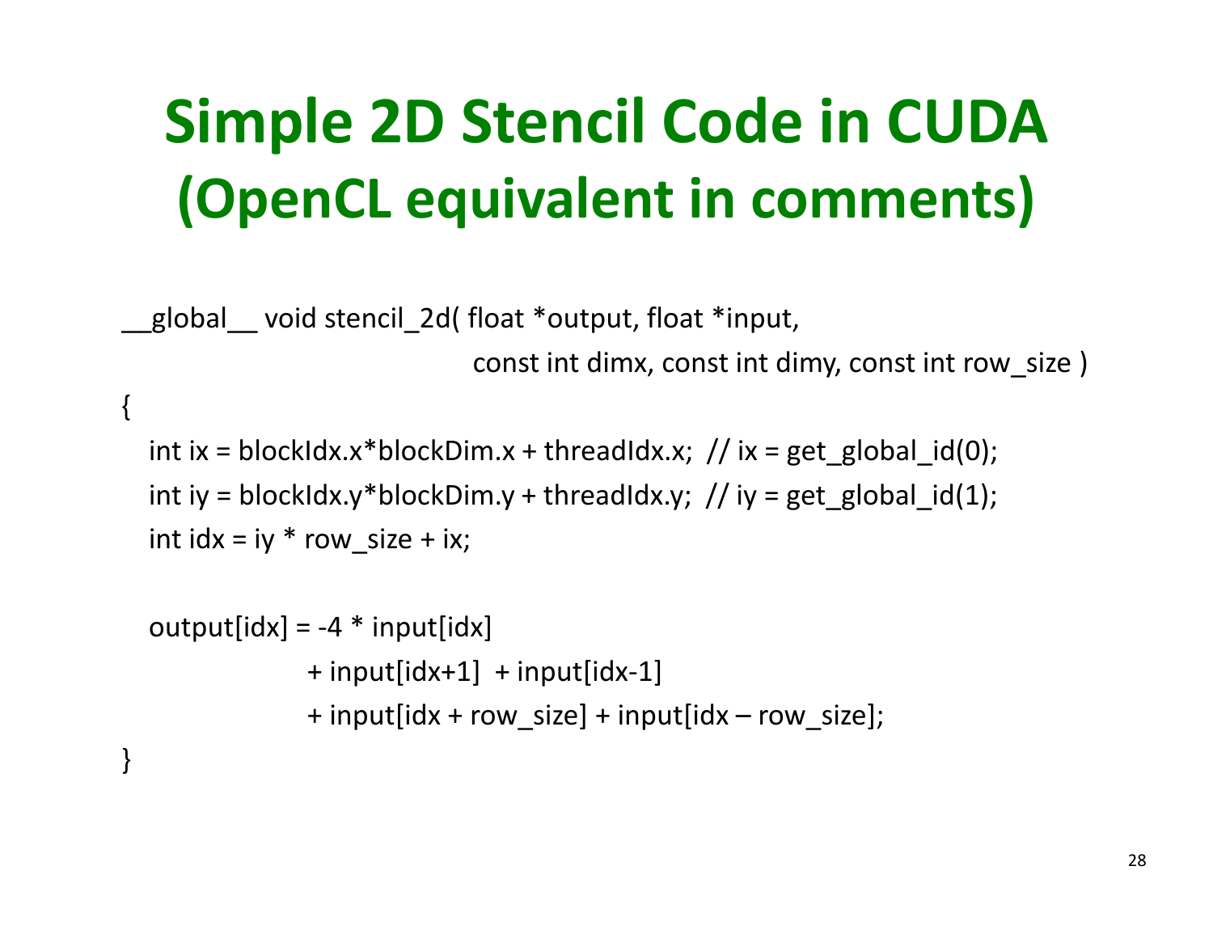# Simple 2D Stencil Code in CUDA (OpenCL equivalent in comments)

```
__global__ void stencil_2d( float *output, float *input,
                            const int dimx, const int dimy, const int row_size )
{
   int ix = blockIdx.x*blockDim.x + threadIdx.x;  // ix = get_global_id(0);
   int iy = blockIdx.y*blockDim.y + threadIdx.y;  // iy = get_global_id(1);
   int idx = iy * row_size + ix;

   output[idx] = -4 * input[idx]
                + input[idx+1]  + input[idx-1]
                + input[idx + row_size] + input[idx – row_size];
}
```